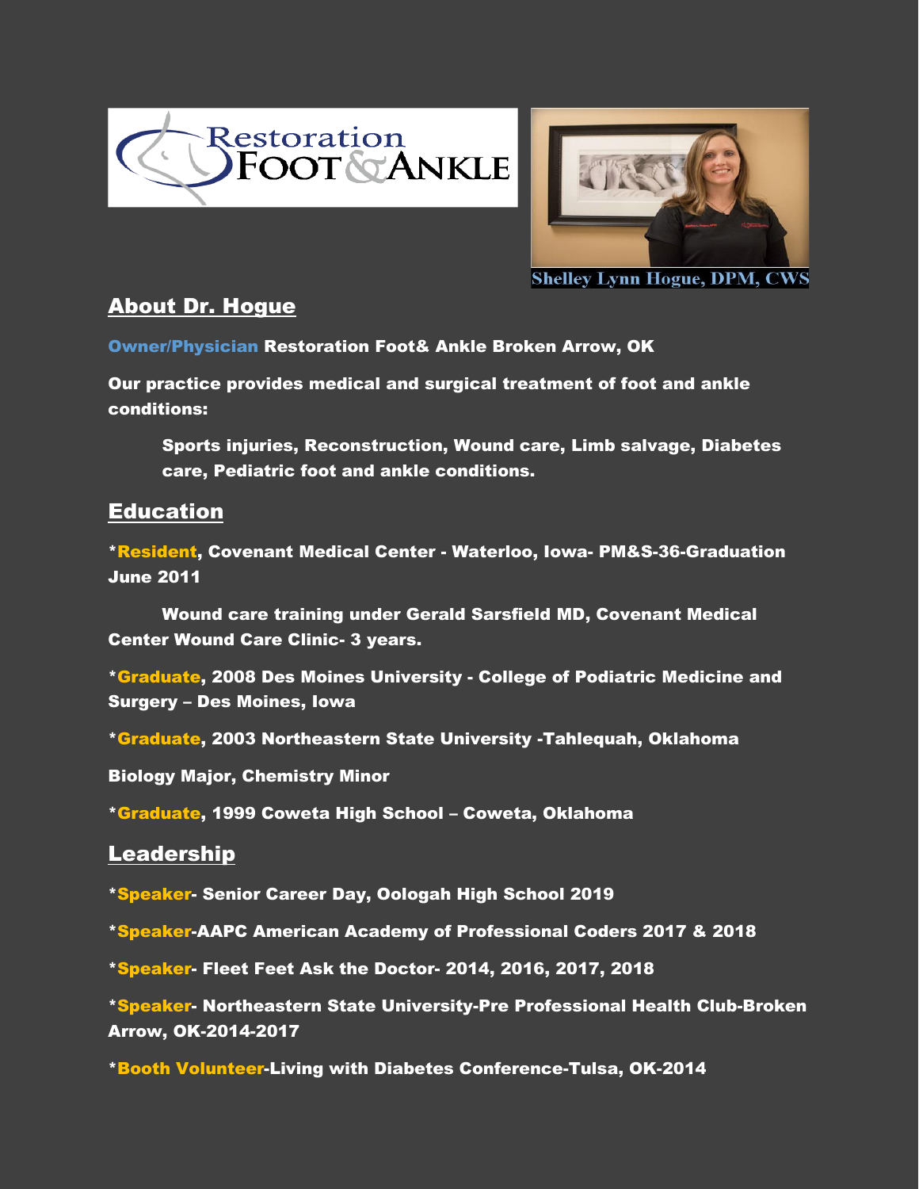Restoration FOOT & ANKLE

Shelley Lynn Hogue, DPM, CWS

## About Dr. Hogue

**Owner/Physician Restoration Foot& Ankle Broken Arrow, OK**

**Our practice provides medical and surgical treatment of foot and ankle conditions:**

> **Sports injuries, Reconstruction, Wound care, Limb salvage, Diabetes care, Pediatric foot and ankle conditions.**

## Education

***Resident, Covenant Medical Center - Waterloo, Iowa- PM&S-36-Graduation June 2011**

**Wound care training under Gerald Sarsfield MD, Covenant Medical Center Wound Care Clinic- 3 years.**

***Graduate, 2008 Des Moines University - College of Podiatric Medicine and Surgery – Des Moines, Iowa**

***Graduate, 2003 Northeastern State University -Tahlequah, Oklahoma**

**Biology Major, Chemistry Minor**

***Graduate, 1999 Coweta High School – Coweta, Oklahoma**

## Leadership

***Speaker- Senior Career Day, Oologah High School 2019**

***Speaker-AAPC American Academy of Professional Coders 2017 & 2018**

***Speaker- Fleet Feet Ask the Doctor- 2014, 2016, 2017, 2018**

***Speaker- Northeastern State University-Pre Professional Health Club-Broken Arrow, OK-2014-2017**

***Booth Volunteer-Living with Diabetes Conference-Tulsa, OK-2014**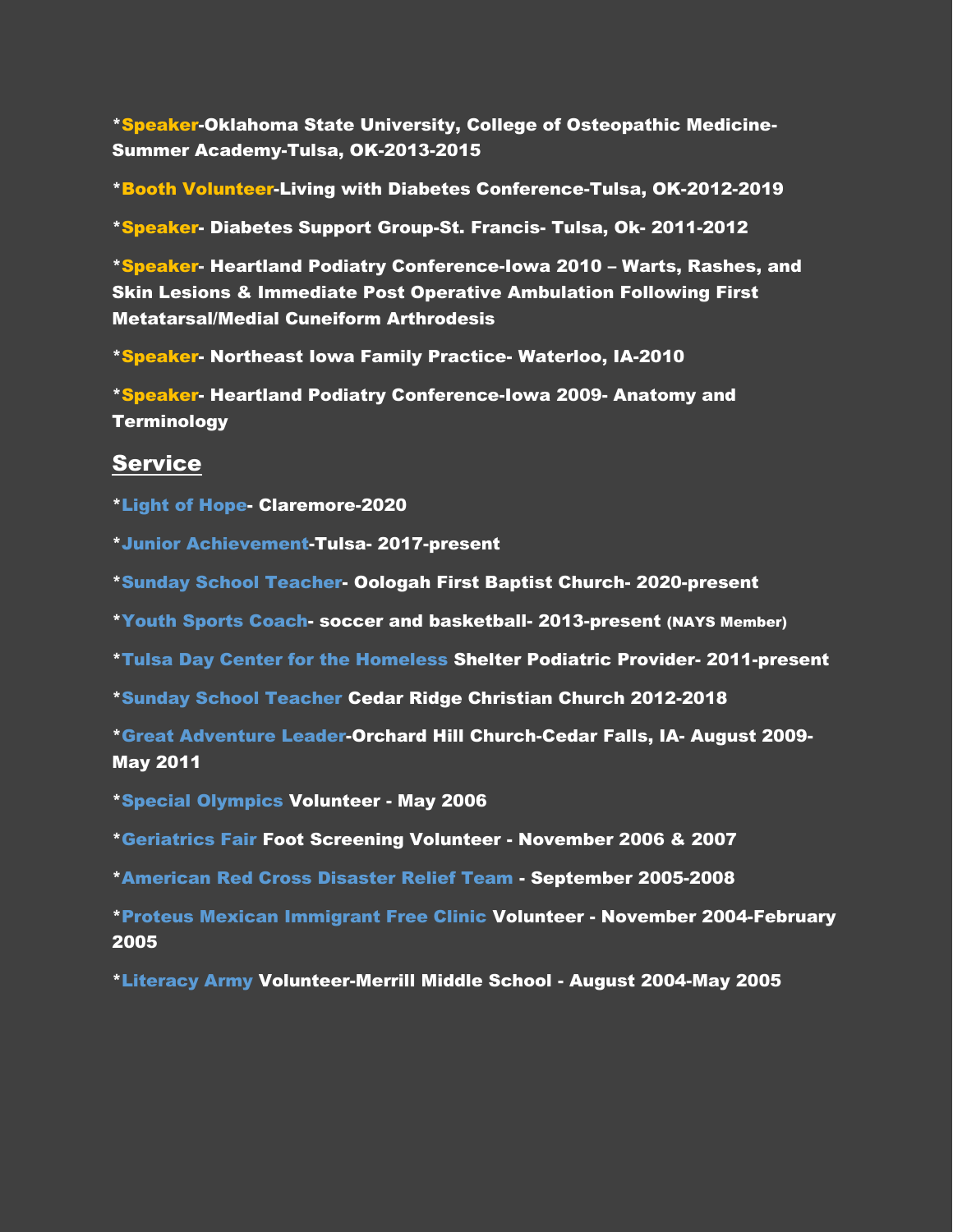*Speaker-Oklahoma State University, College of Osteopathic Medicine-Summer Academy-Tulsa, OK-2013-2015

*Booth Volunteer-Living with Diabetes Conference-Tulsa, OK-2012-2019

*Speaker- Diabetes Support Group-St. Francis- Tulsa, Ok- 2011-2012

*Speaker- Heartland Podiatry Conference-Iowa 2010 – Warts, Rashes, and Skin Lesions & Immediate Post Operative Ambulation Following First Metatarsal/Medial Cuneiform Arthrodesis

*Speaker- Northeast Iowa Family Practice- Waterloo, IA-2010

*Speaker- Heartland Podiatry Conference-Iowa 2009- Anatomy and Terminology

## Service

*Light of Hope- Claremore-2020

*Junior Achievement-Tulsa- 2017-present

*Sunday School Teacher- Oologah First Baptist Church- 2020-present

*Youth Sports Coach- soccer and basketball- 2013-present (NAYS Member)

*Tulsa Day Center for the Homeless Shelter Podiatric Provider- 2011-present

*Sunday School Teacher Cedar Ridge Christian Church 2012-2018

*Great Adventure Leader-Orchard Hill Church-Cedar Falls, IA- August 2009-May 2011

*Special Olympics Volunteer - May 2006

*Geriatrics Fair Foot Screening Volunteer - November 2006 & 2007

*American Red Cross Disaster Relief Team - September 2005-2008

*Proteus Mexican Immigrant Free Clinic Volunteer - November 2004-February 2005

*Literacy Army Volunteer-Merrill Middle School - August 2004-May 2005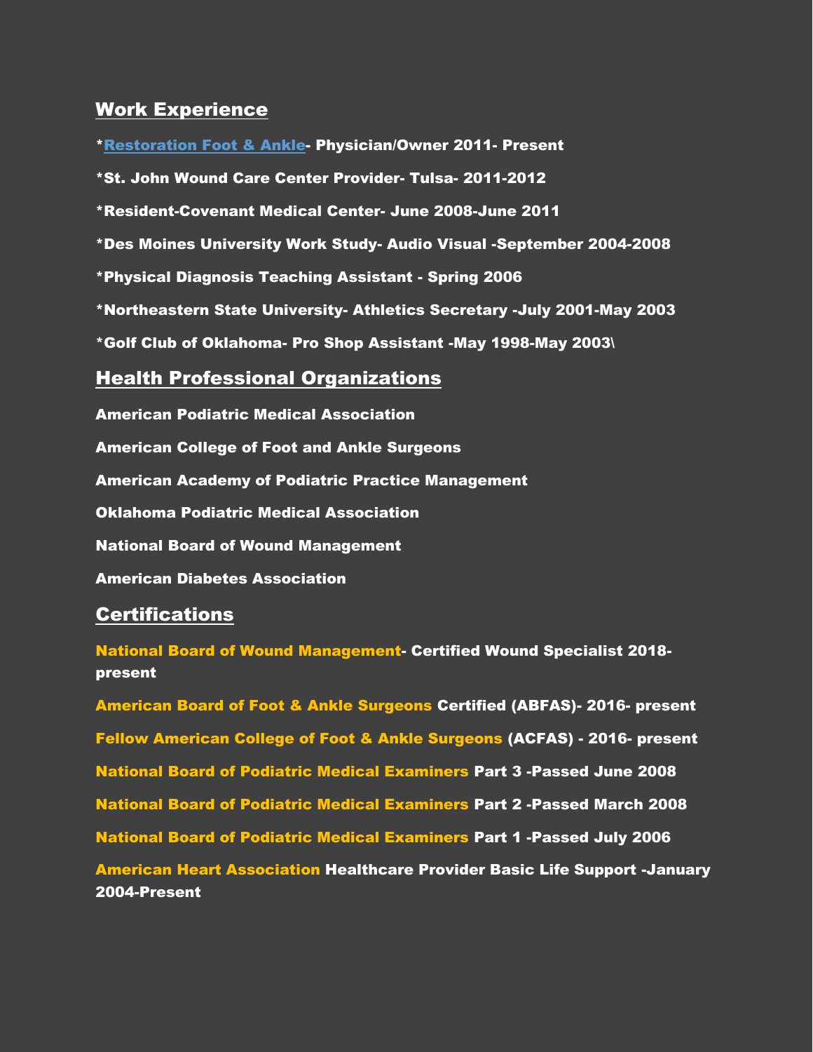## Work Experience

*Restoration Foot & Ankle- Physician/Owner 2011- Present

*St. John Wound Care Center Provider- Tulsa- 2011-2012

*Resident-Covenant Medical Center- June 2008-June 2011

*Des Moines University Work Study- Audio Visual -September 2004-2008

*Physical Diagnosis Teaching Assistant - Spring 2006

*Northeastern State University- Athletics Secretary -July 2001-May 2003

*Golf Club of Oklahoma- Pro Shop Assistant -May 1998-May 2003\

## Health Professional Organizations

American Podiatric Medical Association

American College of Foot and Ankle Surgeons

American Academy of Podiatric Practice Management

Oklahoma Podiatric Medical Association

National Board of Wound Management

American Diabetes Association

## Certifications

National Board of Wound Management- Certified Wound Specialist 2018-present

American Board of Foot & Ankle Surgeons Certified (ABFAS)- 2016- present

Fellow American College of Foot & Ankle Surgeons (ACFAS) - 2016- present

National Board of Podiatric Medical Examiners Part 3 -Passed June 2008

National Board of Podiatric Medical Examiners Part 2 -Passed March 2008

National Board of Podiatric Medical Examiners Part 1 -Passed July 2006

American Heart Association Healthcare Provider Basic Life Support -January 2004-Present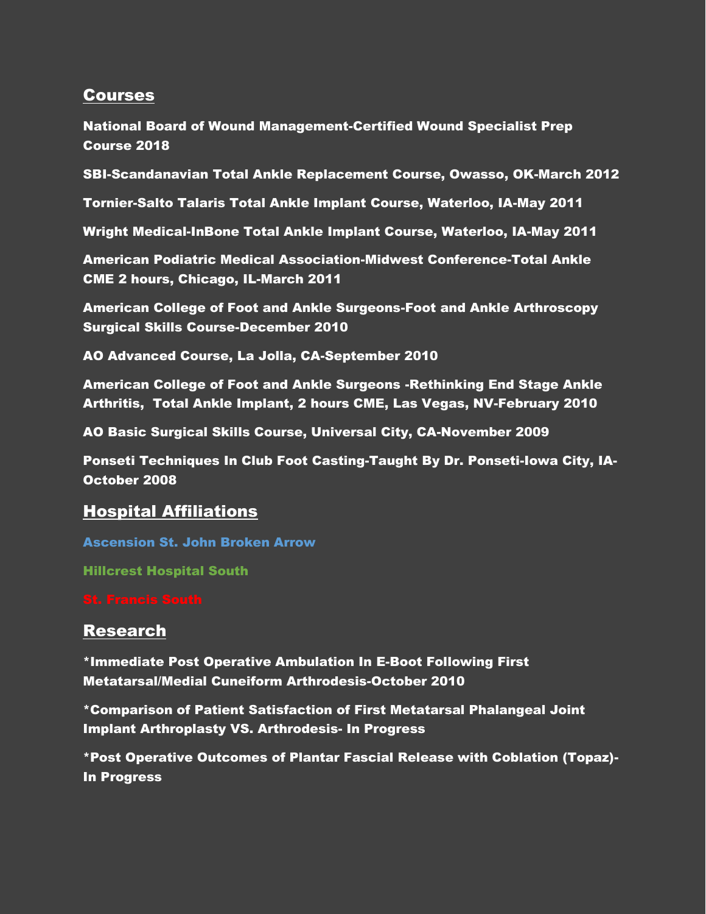## Courses

National Board of Wound Management-Certified Wound Specialist Prep Course 2018

SBI-Scandanavian Total Ankle Replacement Course, Owasso, OK-March 2012

Tornier-Salto Talaris Total Ankle Implant Course, Waterloo, IA-May 2011

Wright Medical-InBone Total Ankle Implant Course, Waterloo, IA-May 2011

American Podiatric Medical Association-Midwest Conference-Total Ankle CME 2 hours, Chicago, IL-March 2011

American College of Foot and Ankle Surgeons-Foot and Ankle Arthroscopy Surgical Skills Course-December 2010

AO Advanced Course, La Jolla, CA-September 2010

American College of Foot and Ankle Surgeons -Rethinking End Stage Ankle Arthritis, Total Ankle Implant, 2 hours CME, Las Vegas, NV-February 2010

AO Basic Surgical Skills Course, Universal City, CA-November 2009

Ponseti Techniques In Club Foot Casting-Taught By Dr. Ponseti-Iowa City, IA-October 2008

## Hospital Affiliations

Ascension St. John Broken Arrow

Hillcrest Hospital South

St. Francis South

## Research

*Immediate Post Operative Ambulation In E-Boot Following First Metatarsal/Medial Cuneiform Arthrodesis-October 2010

*Comparison of Patient Satisfaction of First Metatarsal Phalangeal Joint Implant Arthroplasty VS. Arthrodesis- In Progress

*Post Operative Outcomes of Plantar Fascial Release with Coblation (Topaz)- In Progress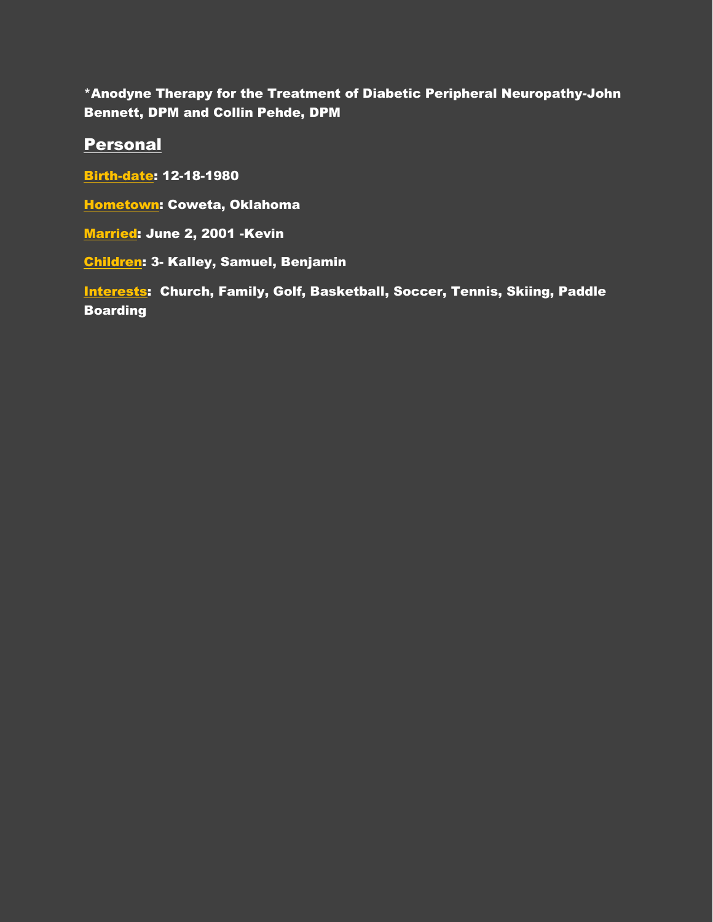*Anodyne Therapy for the Treatment of Diabetic Peripheral Neuropathy-John Bennett, DPM and Collin Pehde, DPM

## Personal

**Birth-date**: 12-18-1980

**Hometown**: Coweta, Oklahoma

**Married**: June 2, 2001 -Kevin

**Children**: 3- Kalley, Samuel, Benjamin

**Interests**: Church, Family, Golf, Basketball, Soccer, Tennis, Skiing, Paddle Boarding